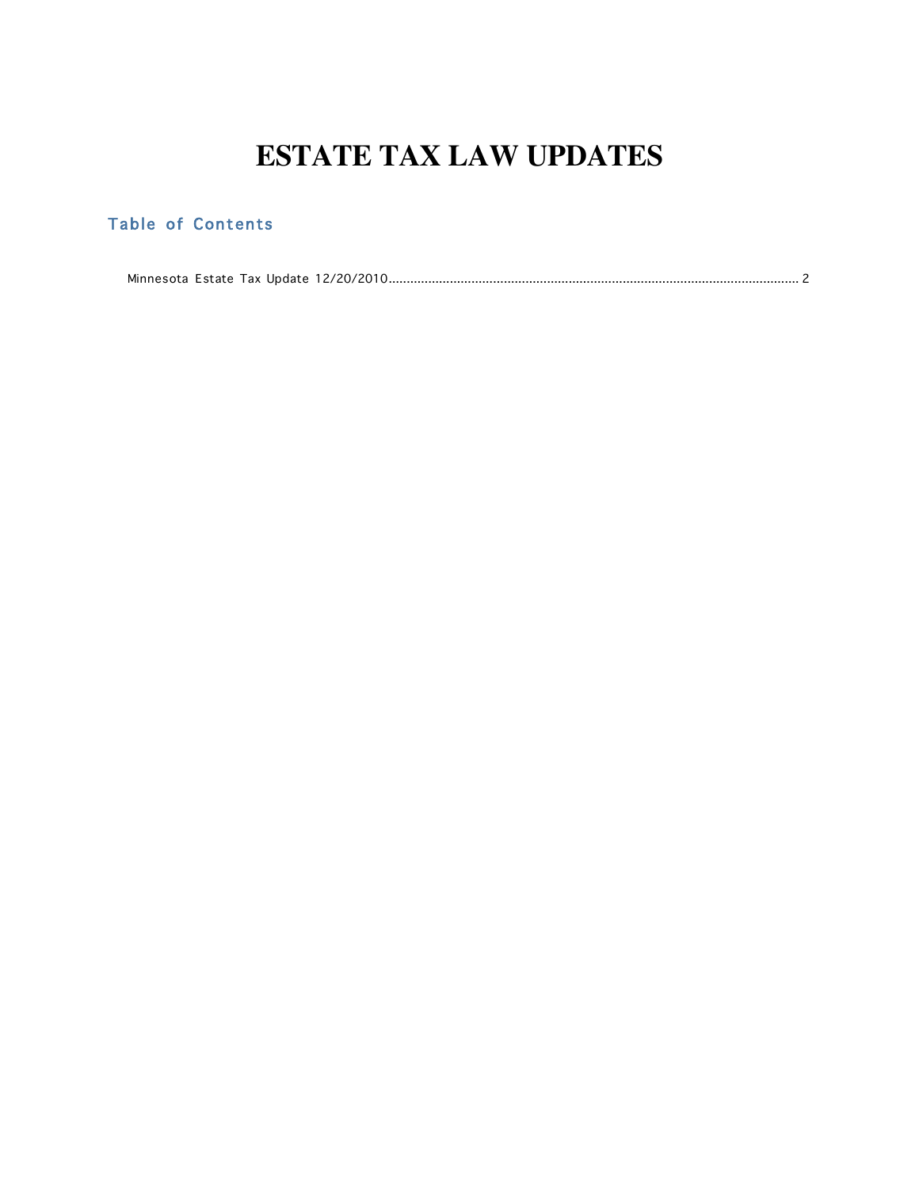# ESTATE TAX LAW UPDATES

## Table of Contents

Minnesota Estate Tax Update 12/20/2010 .......... 2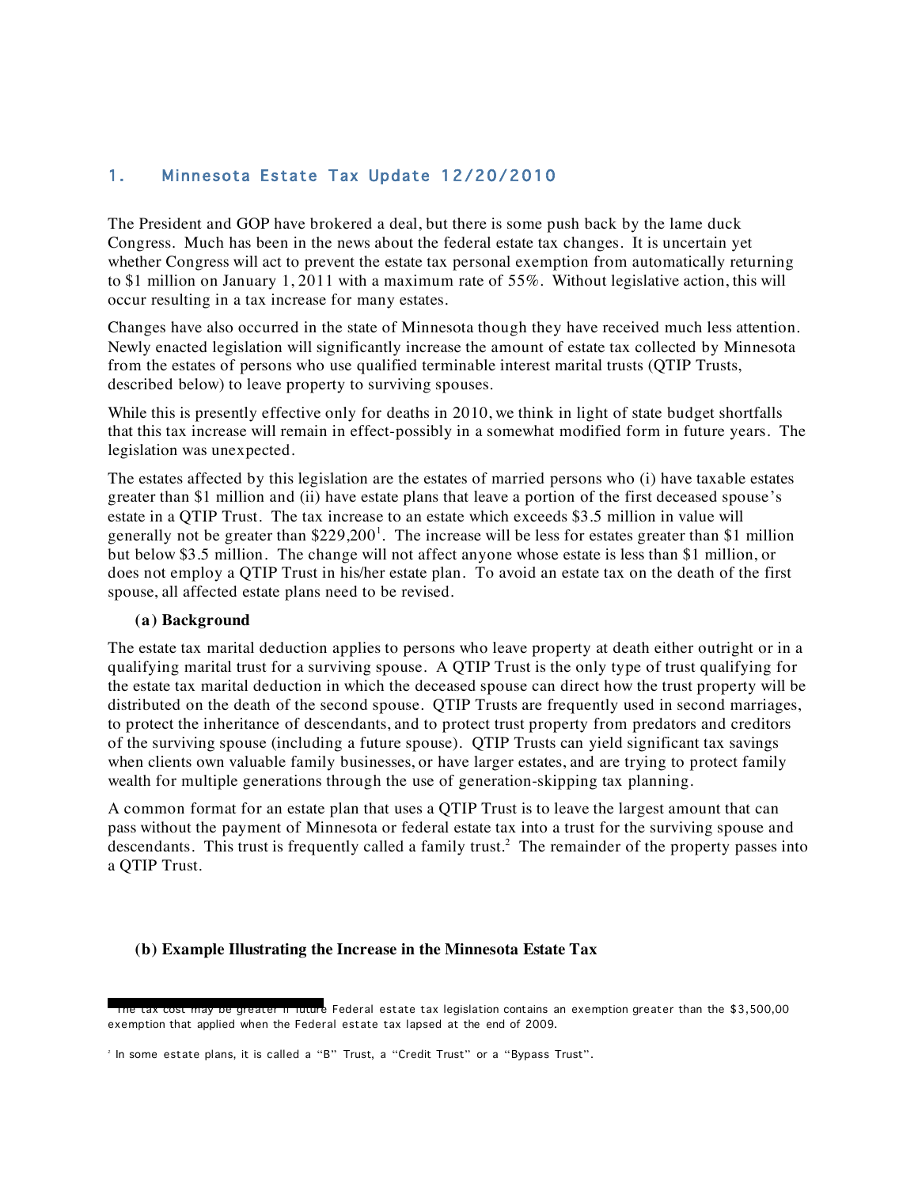## 1. Minnesota Estate Tax Update 12/20/2010

The President and GOP have brokered a deal, but there is some push back by the lame duck Congress. Much has been in the news about the federal estate tax changes. It is uncertain yet whether Congress will act to prevent the estate tax personal exemption from automatically returning to $1 million on January 1, 2011 with a maximum rate of 55%. Without legislative action, this will occur resulting in a tax increase for many estates.

Changes have also occurred in the state of Minnesota though they have received much less attention. Newly enacted legislation will significantly increase the amount of estate tax collected by Minnesota from the estates of persons who use qualified terminable interest marital trusts (QTIP Trusts, described below) to leave property to surviving spouses.

While this is presently effective only for deaths in 2010, we think in light of state budget shortfalls that this tax increase will remain in effect-possibly in a somewhat modified form in future years. The legislation was unexpected.

The estates affected by this legislation are the estates of married persons who (i) have taxable estates greater than $1 million and (ii) have estate plans that leave a portion of the first deceased spouse's estate in a QTIP Trust. The tax increase to an estate which exceeds $3.5 million in value will generally not be greater than $229,200[1]. The increase will be less for estates greater than $1 million but below $3.5 million. The change will not affect anyone whose estate is less than $1 million, or does not employ a QTIP Trust in his/her estate plan. To avoid an estate tax on the death of the first spouse, all affected estate plans need to be revised.

### (a) Background

The estate tax marital deduction applies to persons who leave property at death either outright or in a qualifying marital trust for a surviving spouse. A QTIP Trust is the only type of trust qualifying for the estate tax marital deduction in which the deceased spouse can direct how the trust property will be distributed on the death of the second spouse. QTIP Trusts are frequently used in second marriages, to protect the inheritance of descendants, and to protect trust property from predators and creditors of the surviving spouse (including a future spouse). QTIP Trusts can yield significant tax savings when clients own valuable family businesses, or have larger estates, and are trying to protect family wealth for multiple generations through the use of generation-skipping tax planning.

A common format for an estate plan that uses a QTIP Trust is to leave the largest amount that can pass without the payment of Minnesota or federal estate tax into a trust for the surviving spouse and descendants. This trust is frequently called a family trust.[2] The remainder of the property passes into a QTIP Trust.

### (b) Example Illustrating the Increase in the Minnesota Estate Tax

---

[1] The tax cost may be greater if future Federal estate tax legislation contains an exemption greater than the $3,500,00 exemption that applied when the Federal estate tax lapsed at the end of 2009.

[2] In some estate plans, it is called a "B" Trust, a "Credit Trust" or a "Bypass Trust".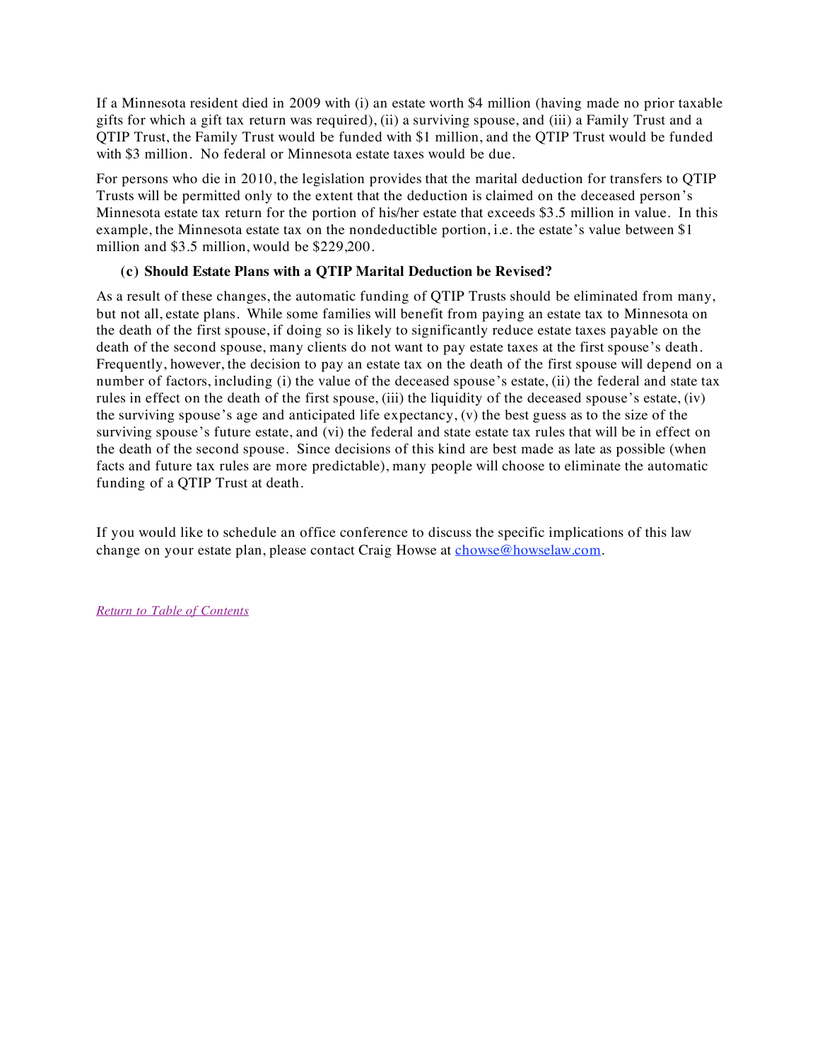If a Minnesota resident died in 2009 with (i) an estate worth $4 million (having made no prior taxable gifts for which a gift tax return was required), (ii) a surviving spouse, and (iii) a Family Trust and a QTIP Trust, the Family Trust would be funded with $1 million, and the QTIP Trust would be funded with $3 million. No federal or Minnesota estate taxes would be due.

For persons who die in 2010, the legislation provides that the marital deduction for transfers to QTIP Trusts will be permitted only to the extent that the deduction is claimed on the deceased person's Minnesota estate tax return for the portion of his/her estate that exceeds $3.5 million in value. In this example, the Minnesota estate tax on the nondeductible portion, i.e. the estate's value between $1 million and $3.5 million, would be $229,200.

**(c) Should Estate Plans with a QTIP Marital Deduction be Revised?**

As a result of these changes, the automatic funding of QTIP Trusts should be eliminated from many, but not all, estate plans. While some families will benefit from paying an estate tax to Minnesota on the death of the first spouse, if doing so is likely to significantly reduce estate taxes payable on the death of the second spouse, many clients do not want to pay estate taxes at the first spouse's death. Frequently, however, the decision to pay an estate tax on the death of the first spouse will depend on a number of factors, including (i) the value of the deceased spouse's estate, (ii) the federal and state tax rules in effect on the death of the first spouse, (iii) the liquidity of the deceased spouse's estate, (iv) the surviving spouse's age and anticipated life expectancy, (v) the best guess as to the size of the surviving spouse's future estate, and (vi) the federal and state estate tax rules that will be in effect on the death of the second spouse. Since decisions of this kind are best made as late as possible (when facts and future tax rules are more predictable), many people will choose to eliminate the automatic funding of a QTIP Trust at death.

If you would like to schedule an office conference to discuss the specific implications of this law change on your estate plan, please contact Craig Howse at chowse@howselaw.com.

*Return to Table of Contents*